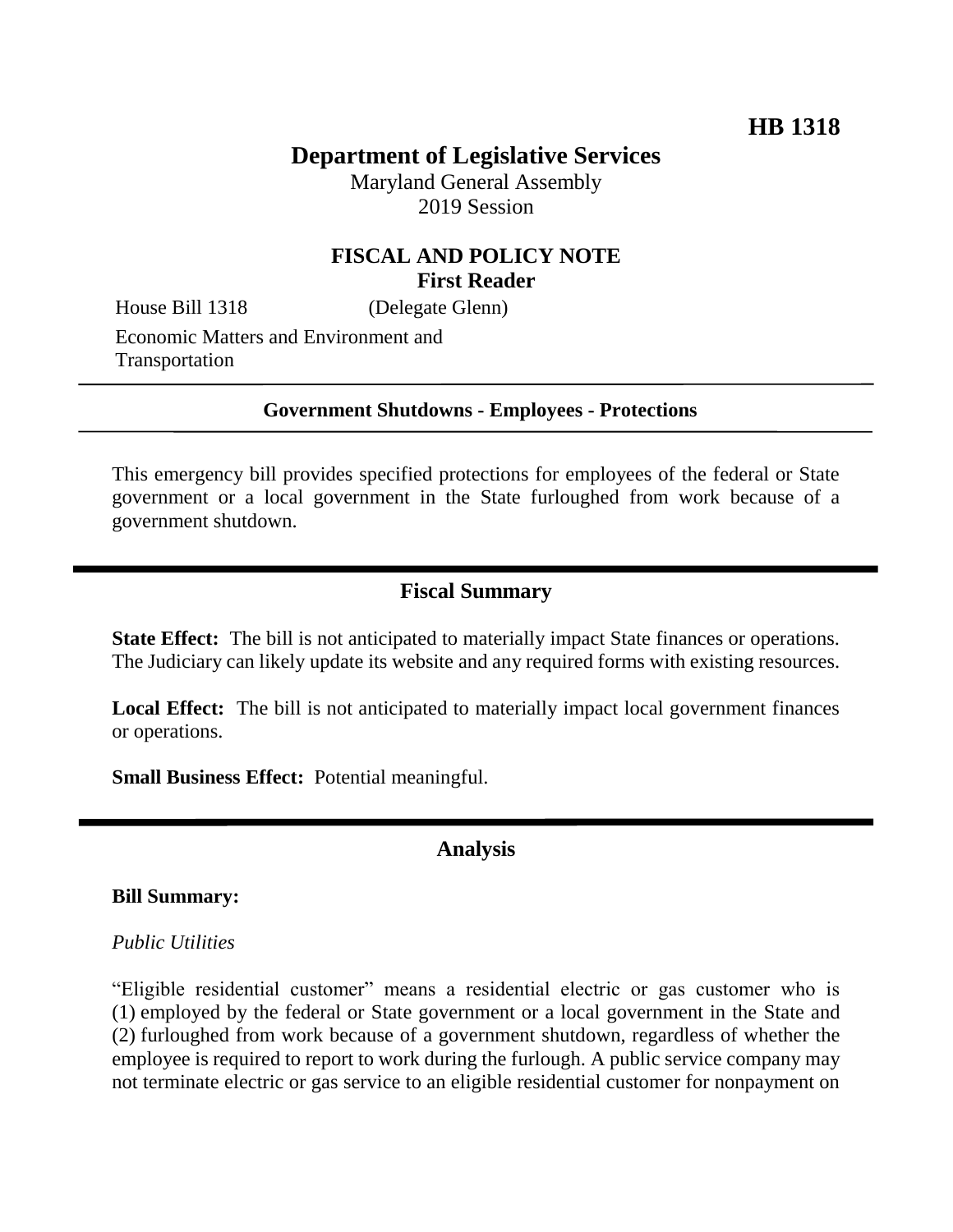**HB 1318**

# Department of Legislative Services

Maryland General Assembly
2019 Session

## FISCAL AND POLICY NOTE
**First Reader**

House Bill 1318 (Delegate Glenn)

Economic Matters and Environment and Transportation

---

**Government Shutdowns - Employees - Protections**

---

This emergency bill provides specified protections for employees of the federal or State government or a local government in the State furloughed from work because of a government shutdown.

## Fiscal Summary

**State Effect:** The bill is not anticipated to materially impact State finances or operations. The Judiciary can likely update its website and any required forms with existing resources.

**Local Effect:** The bill is not anticipated to materially impact local government finances or operations.

**Small Business Effect:** Potential meaningful.

## Analysis

**Bill Summary:**

*Public Utilities*

"Eligible residential customer" means a residential electric or gas customer who is (1) employed by the federal or State government or a local government in the State and (2) furloughed from work because of a government shutdown, regardless of whether the employee is required to report to work during the furlough. A public service company may not terminate electric or gas service to an eligible residential customer for nonpayment on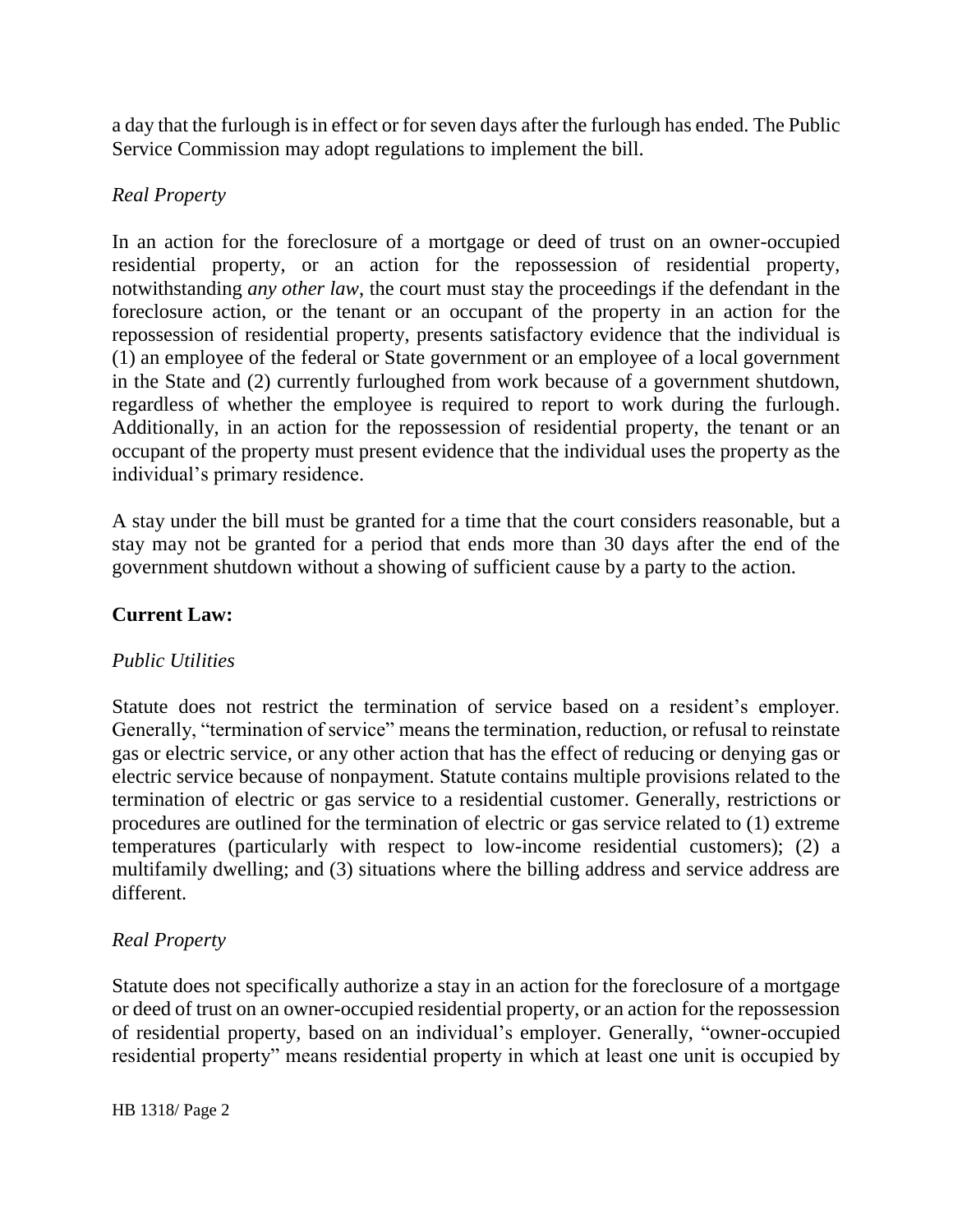a day that the furlough is in effect or for seven days after the furlough has ended. The Public Service Commission may adopt regulations to implement the bill.

*Real Property*

In an action for the foreclosure of a mortgage or deed of trust on an owner-occupied residential property, or an action for the repossession of residential property, notwithstanding *any other law*, the court must stay the proceedings if the defendant in the foreclosure action, or the tenant or an occupant of the property in an action for the repossession of residential property, presents satisfactory evidence that the individual is (1) an employee of the federal or State government or an employee of a local government in the State and (2) currently furloughed from work because of a government shutdown, regardless of whether the employee is required to report to work during the furlough. Additionally, in an action for the repossession of residential property, the tenant or an occupant of the property must present evidence that the individual uses the property as the individual's primary residence.

A stay under the bill must be granted for a time that the court considers reasonable, but a stay may not be granted for a period that ends more than 30 days after the end of the government shutdown without a showing of sufficient cause by a party to the action.

**Current Law:**

*Public Utilities*

Statute does not restrict the termination of service based on a resident's employer. Generally, "termination of service" means the termination, reduction, or refusal to reinstate gas or electric service, or any other action that has the effect of reducing or denying gas or electric service because of nonpayment. Statute contains multiple provisions related to the termination of electric or gas service to a residential customer. Generally, restrictions or procedures are outlined for the termination of electric or gas service related to (1) extreme temperatures (particularly with respect to low-income residential customers); (2) a multifamily dwelling; and (3) situations where the billing address and service address are different.

*Real Property*

Statute does not specifically authorize a stay in an action for the foreclosure of a mortgage or deed of trust on an owner-occupied residential property, or an action for the repossession of residential property, based on an individual's employer. Generally, "owner-occupied residential property" means residential property in which at least one unit is occupied by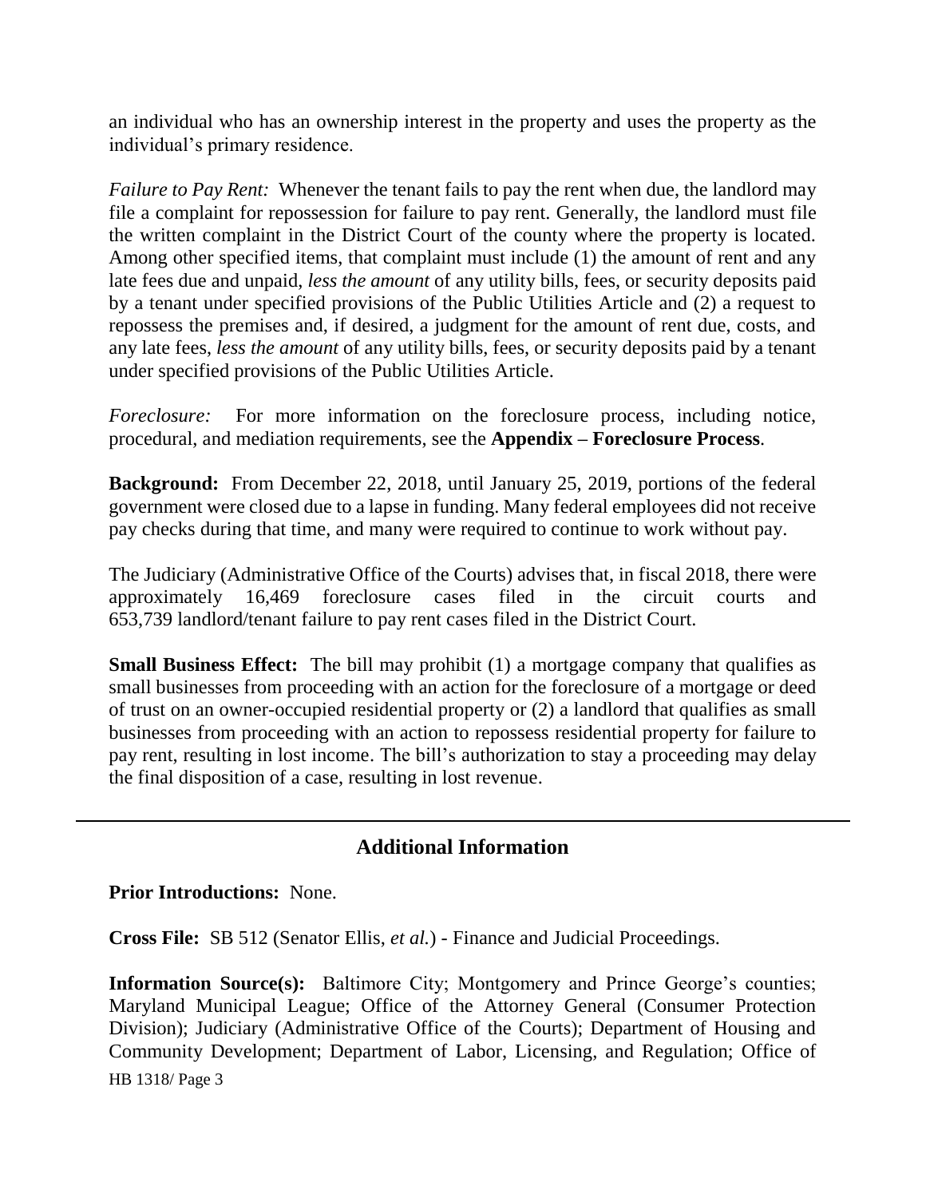an individual who has an ownership interest in the property and uses the property as the individual's primary residence.

*Failure to Pay Rent:* Whenever the tenant fails to pay the rent when due, the landlord may file a complaint for repossession for failure to pay rent. Generally, the landlord must file the written complaint in the District Court of the county where the property is located. Among other specified items, that complaint must include (1) the amount of rent and any late fees due and unpaid, *less the amount* of any utility bills, fees, or security deposits paid by a tenant under specified provisions of the Public Utilities Article and (2) a request to repossess the premises and, if desired, a judgment for the amount of rent due, costs, and any late fees, *less the amount* of any utility bills, fees, or security deposits paid by a tenant under specified provisions of the Public Utilities Article.

*Foreclosure:* For more information on the foreclosure process, including notice, procedural, and mediation requirements, see the **Appendix – Foreclosure Process**.

**Background:** From December 22, 2018, until January 25, 2019, portions of the federal government were closed due to a lapse in funding. Many federal employees did not receive pay checks during that time, and many were required to continue to work without pay.

The Judiciary (Administrative Office of the Courts) advises that, in fiscal 2018, there were approximately 16,469 foreclosure cases filed in the circuit courts and 653,739 landlord/tenant failure to pay rent cases filed in the District Court.

**Small Business Effect:** The bill may prohibit (1) a mortgage company that qualifies as small businesses from proceeding with an action for the foreclosure of a mortgage or deed of trust on an owner-occupied residential property or (2) a landlord that qualifies as small businesses from proceeding with an action to repossess residential property for failure to pay rent, resulting in lost income. The bill's authorization to stay a proceeding may delay the final disposition of a case, resulting in lost revenue.

## Additional Information

**Prior Introductions:** None.

**Cross File:** SB 512 (Senator Ellis, *et al.*) - Finance and Judicial Proceedings.

**Information Source(s):** Baltimore City; Montgomery and Prince George's counties; Maryland Municipal League; Office of the Attorney General (Consumer Protection Division); Judiciary (Administrative Office of the Courts); Department of Housing and Community Development; Department of Labor, Licensing, and Regulation; Office of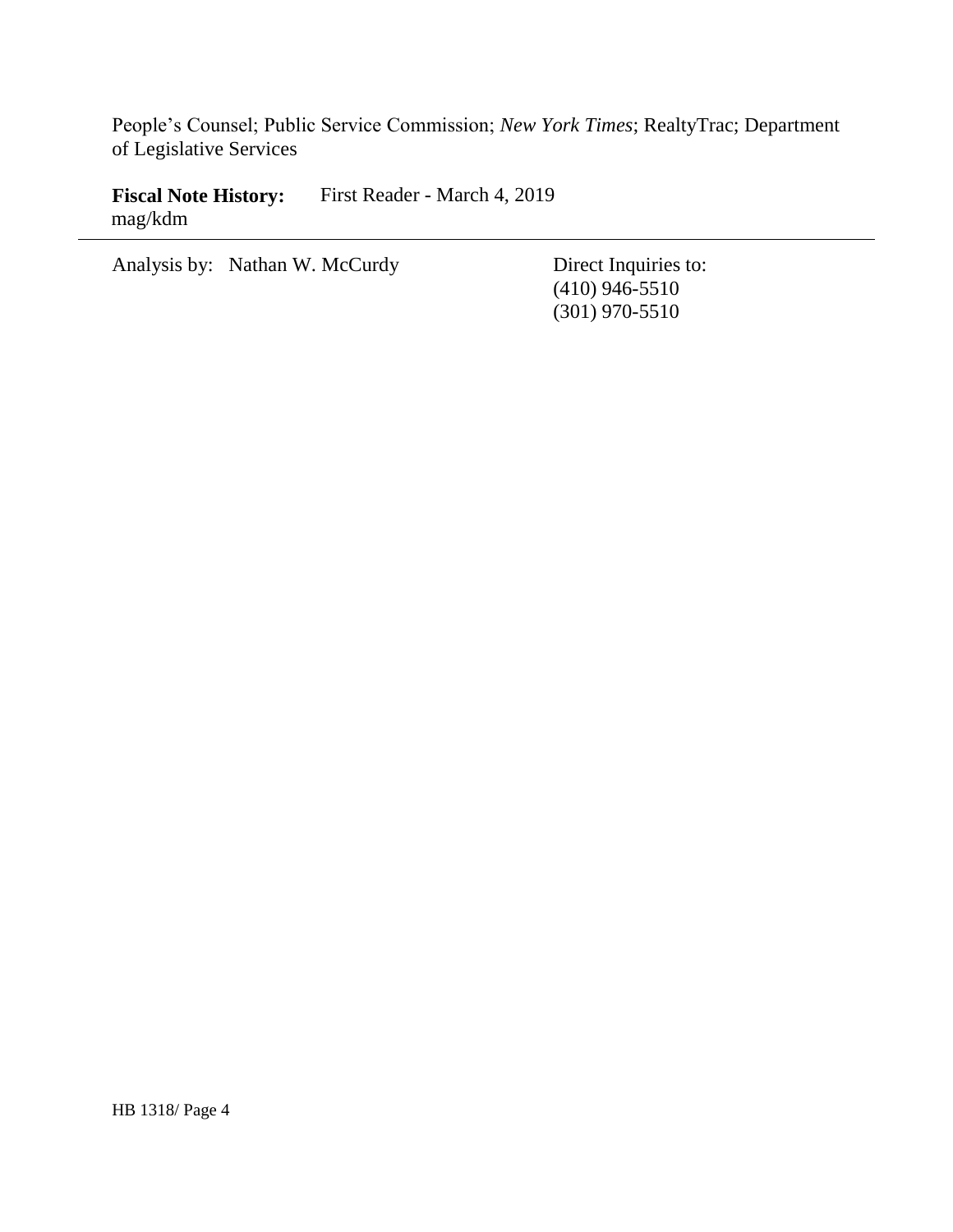People's Counsel; Public Service Commission; *New York Times*; RealtyTrac; Department of Legislative Services

**Fiscal Note History:** First Reader - March 4, 2019
mag/kdm

---

Analysis by: Nathan W. McCurdy

Direct Inquiries to:
(410) 946-5510
(301) 970-5510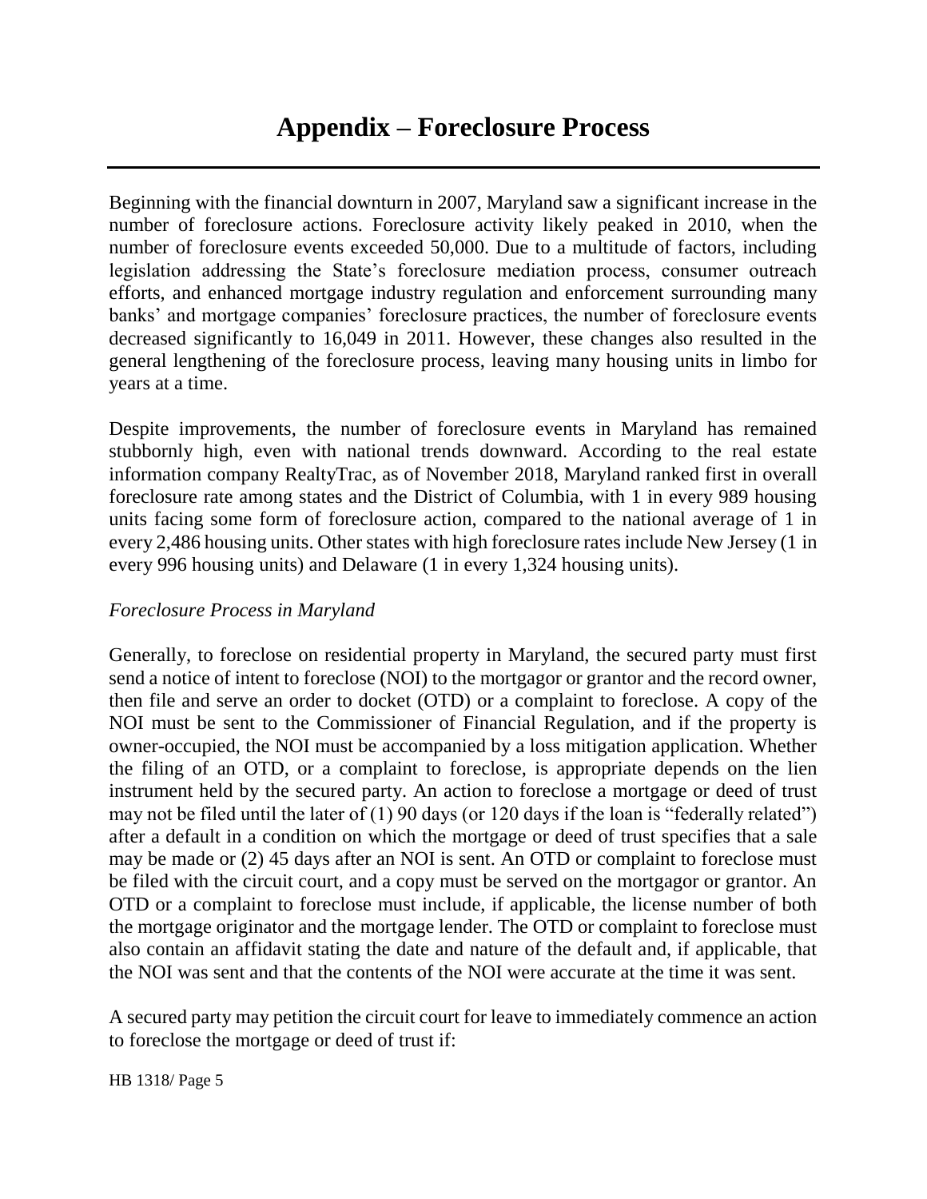# Appendix – Foreclosure Process

Beginning with the financial downturn in 2007, Maryland saw a significant increase in the number of foreclosure actions. Foreclosure activity likely peaked in 2010, when the number of foreclosure events exceeded 50,000. Due to a multitude of factors, including legislation addressing the State's foreclosure mediation process, consumer outreach efforts, and enhanced mortgage industry regulation and enforcement surrounding many banks' and mortgage companies' foreclosure practices, the number of foreclosure events decreased significantly to 16,049 in 2011. However, these changes also resulted in the general lengthening of the foreclosure process, leaving many housing units in limbo for years at a time.

Despite improvements, the number of foreclosure events in Maryland has remained stubbornly high, even with national trends downward. According to the real estate information company RealtyTrac, as of November 2018, Maryland ranked first in overall foreclosure rate among states and the District of Columbia, with 1 in every 989 housing units facing some form of foreclosure action, compared to the national average of 1 in every 2,486 housing units. Other states with high foreclosure rates include New Jersey (1 in every 996 housing units) and Delaware (1 in every 1,324 housing units).

*Foreclosure Process in Maryland*

Generally, to foreclose on residential property in Maryland, the secured party must first send a notice of intent to foreclose (NOI) to the mortgagor or grantor and the record owner, then file and serve an order to docket (OTD) or a complaint to foreclose. A copy of the NOI must be sent to the Commissioner of Financial Regulation, and if the property is owner-occupied, the NOI must be accompanied by a loss mitigation application. Whether the filing of an OTD, or a complaint to foreclose, is appropriate depends on the lien instrument held by the secured party. An action to foreclose a mortgage or deed of trust may not be filed until the later of (1) 90 days (or 120 days if the loan is "federally related") after a default in a condition on which the mortgage or deed of trust specifies that a sale may be made or (2) 45 days after an NOI is sent. An OTD or complaint to foreclose must be filed with the circuit court, and a copy must be served on the mortgagor or grantor. An OTD or a complaint to foreclose must include, if applicable, the license number of both the mortgage originator and the mortgage lender. The OTD or complaint to foreclose must also contain an affidavit stating the date and nature of the default and, if applicable, that the NOI was sent and that the contents of the NOI were accurate at the time it was sent.

A secured party may petition the circuit court for leave to immediately commence an action to foreclose the mortgage or deed of trust if: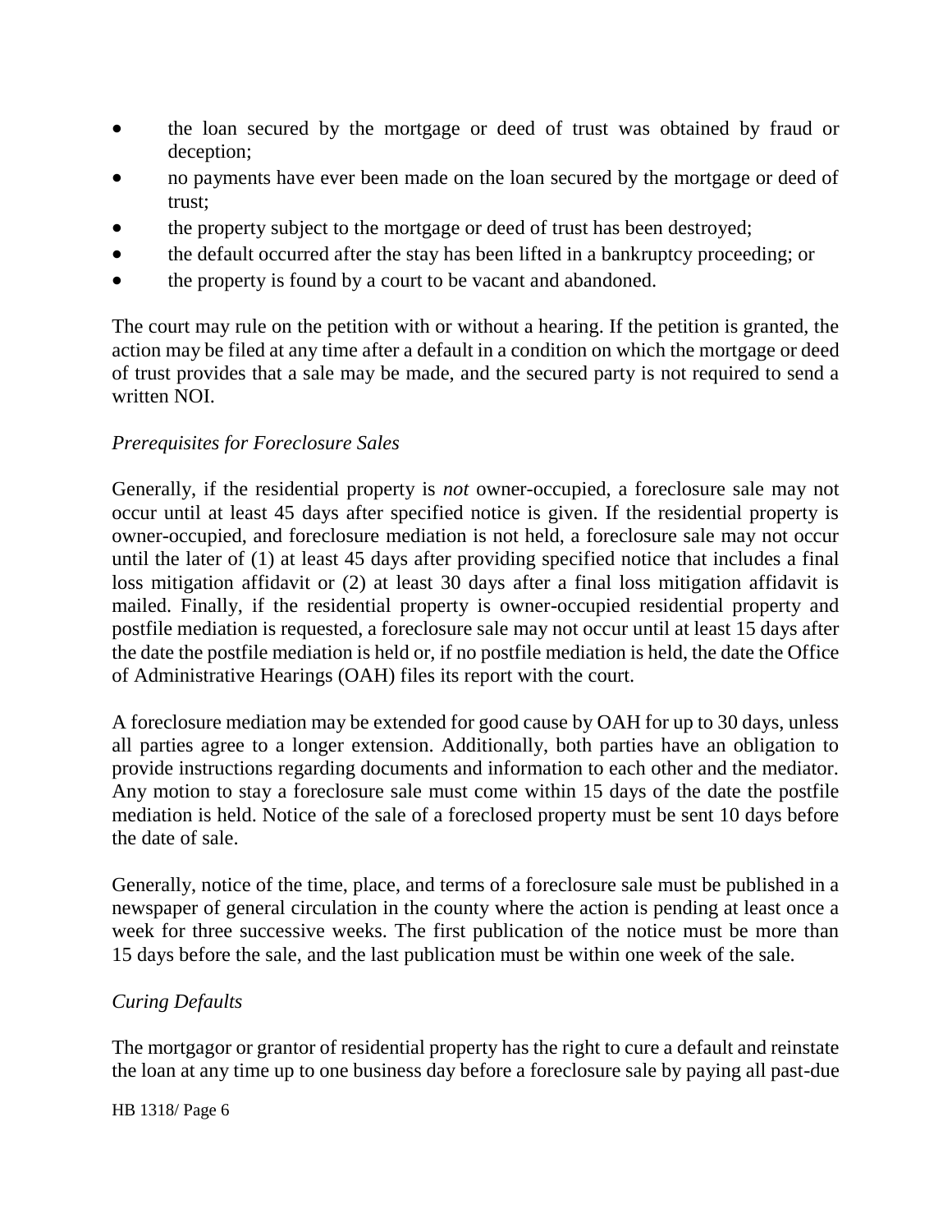- the loan secured by the mortgage or deed of trust was obtained by fraud or deception;
- no payments have ever been made on the loan secured by the mortgage or deed of trust;
- the property subject to the mortgage or deed of trust has been destroyed;
- the default occurred after the stay has been lifted in a bankruptcy proceeding; or
- the property is found by a court to be vacant and abandoned.

The court may rule on the petition with or without a hearing. If the petition is granted, the action may be filed at any time after a default in a condition on which the mortgage or deed of trust provides that a sale may be made, and the secured party is not required to send a written NOI.

*Prerequisites for Foreclosure Sales*

Generally, if the residential property is *not* owner-occupied, a foreclosure sale may not occur until at least 45 days after specified notice is given. If the residential property is owner-occupied, and foreclosure mediation is not held, a foreclosure sale may not occur until the later of (1) at least 45 days after providing specified notice that includes a final loss mitigation affidavit or (2) at least 30 days after a final loss mitigation affidavit is mailed. Finally, if the residential property is owner-occupied residential property and postfile mediation is requested, a foreclosure sale may not occur until at least 15 days after the date the postfile mediation is held or, if no postfile mediation is held, the date the Office of Administrative Hearings (OAH) files its report with the court.

A foreclosure mediation may be extended for good cause by OAH for up to 30 days, unless all parties agree to a longer extension. Additionally, both parties have an obligation to provide instructions regarding documents and information to each other and the mediator. Any motion to stay a foreclosure sale must come within 15 days of the date the postfile mediation is held. Notice of the sale of a foreclosed property must be sent 10 days before the date of sale.

Generally, notice of the time, place, and terms of a foreclosure sale must be published in a newspaper of general circulation in the county where the action is pending at least once a week for three successive weeks. The first publication of the notice must be more than 15 days before the sale, and the last publication must be within one week of the sale.

*Curing Defaults*

The mortgagor or grantor of residential property has the right to cure a default and reinstate the loan at any time up to one business day before a foreclosure sale by paying all past-due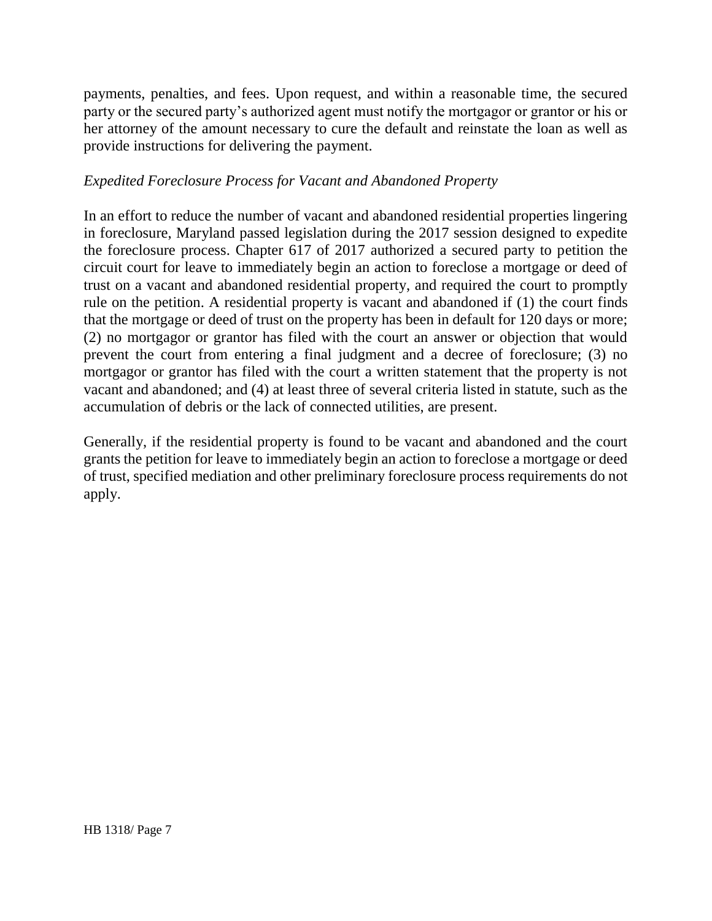payments, penalties, and fees. Upon request, and within a reasonable time, the secured party or the secured party's authorized agent must notify the mortgagor or grantor or his or her attorney of the amount necessary to cure the default and reinstate the loan as well as provide instructions for delivering the payment.

*Expedited Foreclosure Process for Vacant and Abandoned Property*

In an effort to reduce the number of vacant and abandoned residential properties lingering in foreclosure, Maryland passed legislation during the 2017 session designed to expedite the foreclosure process. Chapter 617 of 2017 authorized a secured party to petition the circuit court for leave to immediately begin an action to foreclose a mortgage or deed of trust on a vacant and abandoned residential property, and required the court to promptly rule on the petition. A residential property is vacant and abandoned if (1) the court finds that the mortgage or deed of trust on the property has been in default for 120 days or more; (2) no mortgagor or grantor has filed with the court an answer or objection that would prevent the court from entering a final judgment and a decree of foreclosure; (3) no mortgagor or grantor has filed with the court a written statement that the property is not vacant and abandoned; and (4) at least three of several criteria listed in statute, such as the accumulation of debris or the lack of connected utilities, are present.

Generally, if the residential property is found to be vacant and abandoned and the court grants the petition for leave to immediately begin an action to foreclose a mortgage or deed of trust, specified mediation and other preliminary foreclosure process requirements do not apply.